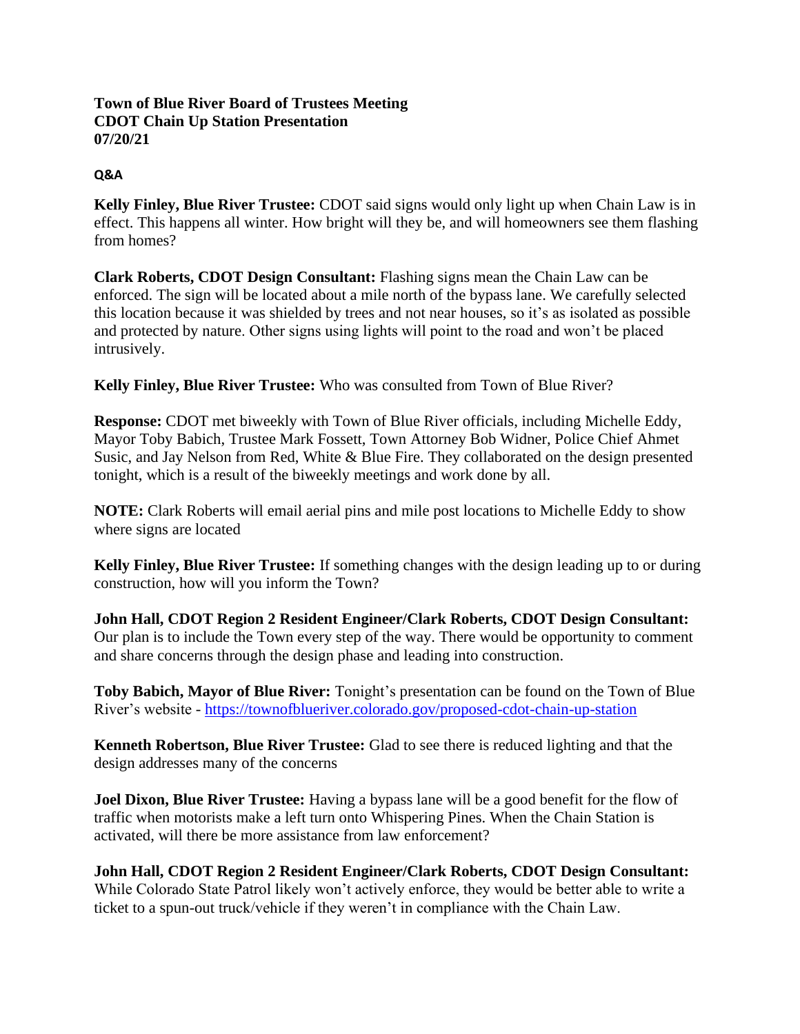**Town of Blue River Board of Trustees Meeting**
**CDOT Chain Up Station Presentation**
**07/20/21**

**Q&A**

**Kelly Finley, Blue River Trustee:** CDOT said signs would only light up when Chain Law is in effect. This happens all winter. How bright will they be, and will homeowners see them flashing from homes?

**Clark Roberts, CDOT Design Consultant:** Flashing signs mean the Chain Law can be enforced. The sign will be located about a mile north of the bypass lane. We carefully selected this location because it was shielded by trees and not near houses, so it's as isolated as possible and protected by nature. Other signs using lights will point to the road and won't be placed intrusively.

**Kelly Finley, Blue River Trustee:** Who was consulted from Town of Blue River?

**Response:** CDOT met biweekly with Town of Blue River officials, including Michelle Eddy, Mayor Toby Babich, Trustee Mark Fossett, Town Attorney Bob Widner, Police Chief Ahmet Susic, and Jay Nelson from Red, White & Blue Fire. They collaborated on the design presented tonight, which is a result of the biweekly meetings and work done by all.

**NOTE:** Clark Roberts will email aerial pins and mile post locations to Michelle Eddy to show where signs are located

**Kelly Finley, Blue River Trustee:** If something changes with the design leading up to or during construction, how will you inform the Town?

**John Hall, CDOT Region 2 Resident Engineer/Clark Roberts, CDOT Design Consultant:** Our plan is to include the Town every step of the way. There would be opportunity to comment and share concerns through the design phase and leading into construction.

**Toby Babich, Mayor of Blue River:** Tonight's presentation can be found on the Town of Blue River's website - https://townofblueriver.colorado.gov/proposed-cdot-chain-up-station

**Kenneth Robertson, Blue River Trustee:** Glad to see there is reduced lighting and that the design addresses many of the concerns

**Joel Dixon, Blue River Trustee:** Having a bypass lane will be a good benefit for the flow of traffic when motorists make a left turn onto Whispering Pines. When the Chain Station is activated, will there be more assistance from law enforcement?

**John Hall, CDOT Region 2 Resident Engineer/Clark Roberts, CDOT Design Consultant:** While Colorado State Patrol likely won't actively enforce, they would be better able to write a ticket to a spun-out truck/vehicle if they weren't in compliance with the Chain Law.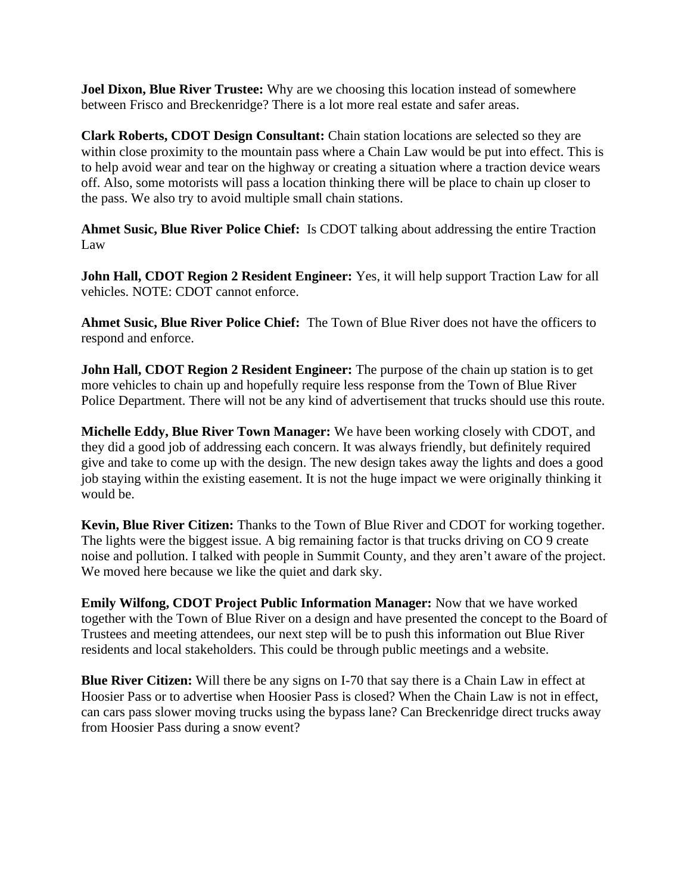**Joel Dixon, Blue River Trustee:** Why are we choosing this location instead of somewhere between Frisco and Breckenridge? There is a lot more real estate and safer areas.

**Clark Roberts, CDOT Design Consultant:** Chain station locations are selected so they are within close proximity to the mountain pass where a Chain Law would be put into effect. This is to help avoid wear and tear on the highway or creating a situation where a traction device wears off. Also, some motorists will pass a location thinking there will be place to chain up closer to the pass. We also try to avoid multiple small chain stations.

**Ahmet Susic, Blue River Police Chief:** Is CDOT talking about addressing the entire Traction Law

**John Hall, CDOT Region 2 Resident Engineer:** Yes, it will help support Traction Law for all vehicles. NOTE: CDOT cannot enforce.

**Ahmet Susic, Blue River Police Chief:** The Town of Blue River does not have the officers to respond and enforce.

**John Hall, CDOT Region 2 Resident Engineer:** The purpose of the chain up station is to get more vehicles to chain up and hopefully require less response from the Town of Blue River Police Department. There will not be any kind of advertisement that trucks should use this route.

**Michelle Eddy, Blue River Town Manager:** We have been working closely with CDOT, and they did a good job of addressing each concern. It was always friendly, but definitely required give and take to come up with the design. The new design takes away the lights and does a good job staying within the existing easement. It is not the huge impact we were originally thinking it would be.

**Kevin, Blue River Citizen:** Thanks to the Town of Blue River and CDOT for working together. The lights were the biggest issue. A big remaining factor is that trucks driving on CO 9 create noise and pollution. I talked with people in Summit County, and they aren't aware of the project. We moved here because we like the quiet and dark sky.

**Emily Wilfong, CDOT Project Public Information Manager:** Now that we have worked together with the Town of Blue River on a design and have presented the concept to the Board of Trustees and meeting attendees, our next step will be to push this information out Blue River residents and local stakeholders. This could be through public meetings and a website.

**Blue River Citizen:** Will there be any signs on I-70 that say there is a Chain Law in effect at Hoosier Pass or to advertise when Hoosier Pass is closed? When the Chain Law is not in effect, can cars pass slower moving trucks using the bypass lane? Can Breckenridge direct trucks away from Hoosier Pass during a snow event?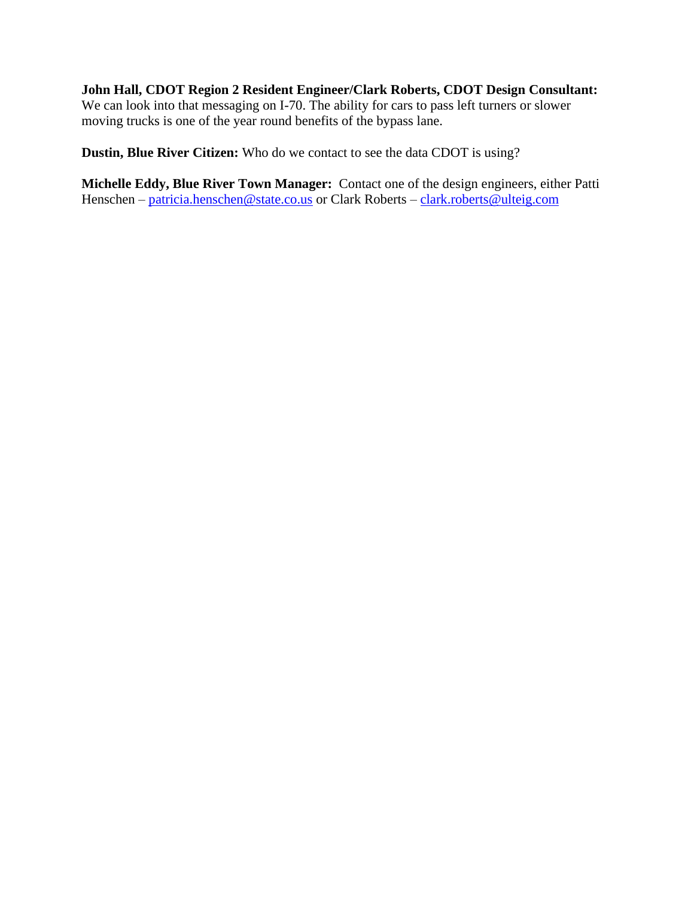**John Hall, CDOT Region 2 Resident Engineer/Clark Roberts, CDOT Design Consultant:** We can look into that messaging on I-70. The ability for cars to pass left turners or slower moving trucks is one of the year round benefits of the bypass lane.

**Dustin, Blue River Citizen:** Who do we contact to see the data CDOT is using?

**Michelle Eddy, Blue River Town Manager:** Contact one of the design engineers, either Patti Henschen – patricia.henschen@state.co.us or Clark Roberts – clark.roberts@ulteig.com